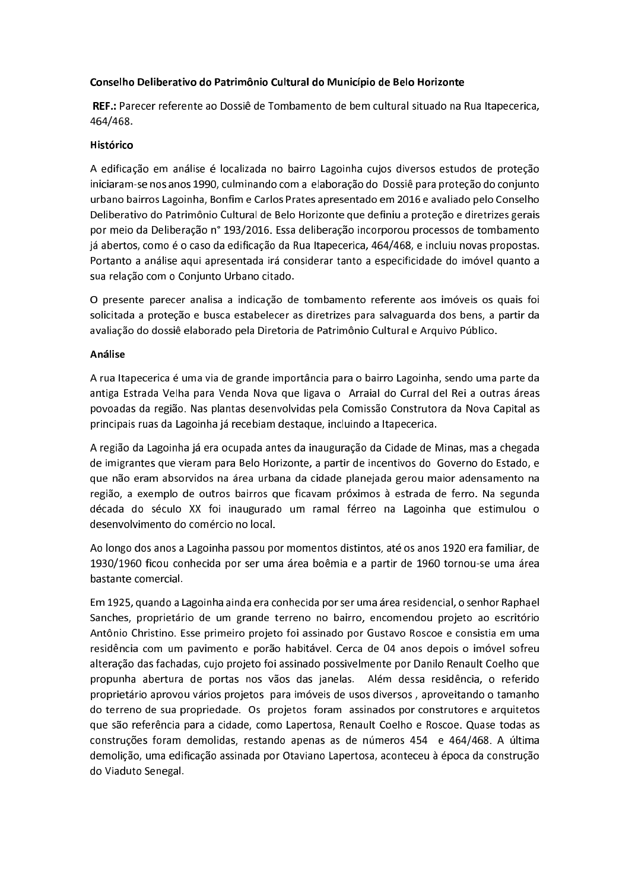**Conselho Deliberativo do Patrimônio Cultural do Município de Belo Horizonte**

**REF.:** Parecer referente ao Dossiê de Tombamento de bem cultural situado na Rua Itapecerica, 464/468.

**Histórico**

A edificação em análise é localizada no bairro Lagoinha cujos diversos estudos de proteção iniciaram-se nos anos 1990, culminando com a elaboração do Dossiê para proteção do conjunto urbano bairros Lagoinha, Bonfim e Carlos Prates apresentado em 2016 e avaliado pelo Conselho Deliberativo do Patrimônio Cultural de Belo Horizonte que definiu a proteção e diretrizes gerais por meio da Deliberação n° 193/2016. Essa deliberação incorporou processos de tombamento já abertos, como é o caso da edificação da Rua Itapecerica, 464/468, e incluiu novas propostas. Portanto a análise aqui apresentada irá considerar tanto a especificidade do imóvel quanto a sua relação com o Conjunto Urbano citado.

O presente parecer analisa a indicação de tombamento referente aos imóveis os quais foi solicitada a proteção e busca estabelecer as diretrizes para salvaguarda dos bens, a partir da avaliação do dossiê elaborado pela Diretoria de Patrimônio Cultural e Arquivo Público.

**Análise**

A rua Itapecerica é uma via de grande importância para o bairro Lagoinha, sendo uma parte da antiga Estrada Velha para Venda Nova que ligava o Arraial do Curral del Rei a outras áreas povoadas da região. Nas plantas desenvolvidas pela Comissão Construtora da Nova Capital as principais ruas da Lagoinha já recebiam destaque, incluindo a Itapecerica.

A região da Lagoinha já era ocupada antes da inauguração da Cidade de Minas, mas a chegada de imigrantes que vieram para Belo Horizonte, a partir de incentivos do Governo do Estado, e que não eram absorvidos na área urbana da cidade planejada gerou maior adensamento na região, a exemplo de outros bairros que ficavam próximos à estrada de ferro. Na segunda década do século XX foi inaugurado um ramal férreo na Lagoinha que estimulou o desenvolvimento do comércio no local.

Ao longo dos anos a Lagoinha passou por momentos distintos, até os anos 1920 era familiar, de 1930/1960 ficou conhecida por ser uma área boêmia e a partir de 1960 tornou-se uma área bastante comercial.

Em 1925, quando a Lagoinha ainda era conhecida por ser uma área residencial, o senhor Raphael Sanches, proprietário de um grande terreno no bairro, encomendou projeto ao escritório Antônio Christino. Esse primeiro projeto foi assinado por Gustavo Roscoe e consistia em uma residência com um pavimento e porão habitável. Cerca de 04 anos depois o imóvel sofreu alteração das fachadas, cujo projeto foi assinado possivelmente por Danilo Renault Coelho que propunha abertura de portas nos vãos das janelas. Além dessa residência, o referido proprietário aprovou vários projetos para imóveis de usos diversos , aproveitando o tamanho do terreno de sua propriedade. Os projetos foram assinados por construtores e arquitetos que são referência para a cidade, como Lapertosa, Renault Coelho e Roscoe. Quase todas as construções foram demolidas, restando apenas as de números 454 e 464/468. A última demolição, uma edificação assinada por Otaviano Lapertosa, aconteceu à época da construção do Viaduto Senegal.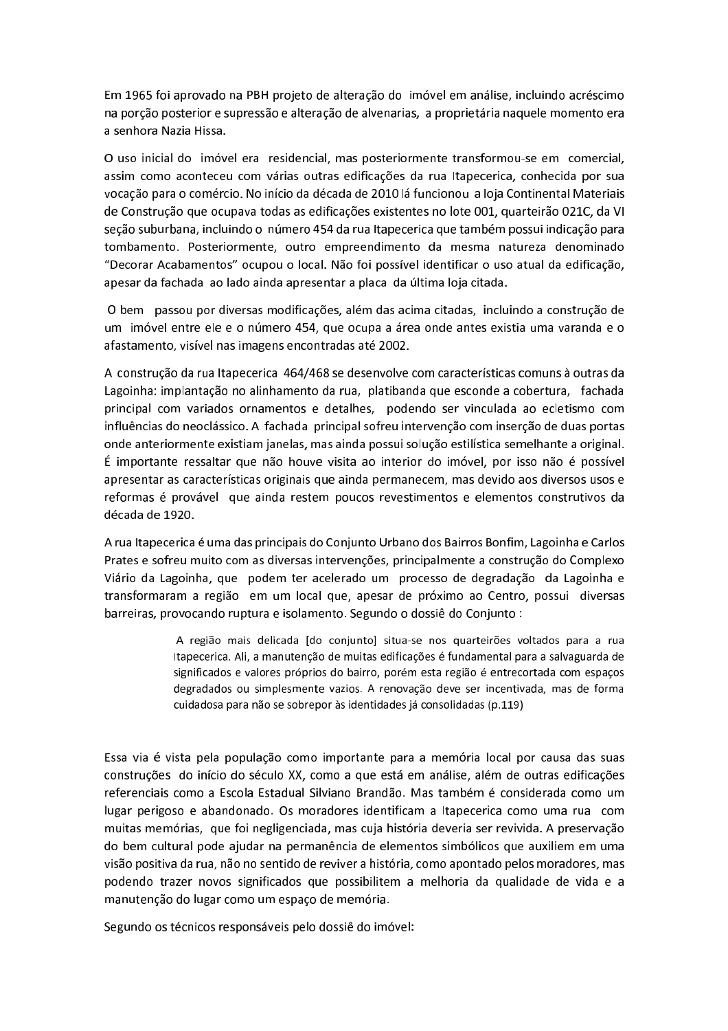Em 1965 foi aprovado na PBH projeto de alteração do imóvel em análise, incluindo acréscimo na porção posterior e supressão e alteração de alvenarias, a proprietária naquele momento era a senhora Nazia Hissa.

O uso inicial do imóvel era residencial, mas posteriormente transformou-se em comercial, assim como aconteceu com várias outras edificações da rua Itapecerica, conhecida por sua vocação para o comércio. No início da década de 2010 lá funcionou a loja Continental Materiais de Construção que ocupava todas as edificações existentes no lote 001, quarteirão 021C, da VI seção suburbana, incluindo o número 454 da rua Itapecerica que também possui indicação para tombamento. Posteriormente, outro empreendimento da mesma natureza denominado "Decorar Acabamentos" ocupou o local. Não foi possível identificar o uso atual da edificação, apesar da fachada ao lado ainda apresentar a placa da última loja citada.

O bem passou por diversas modificações, além das acima citadas, incluindo a construção de um imóvel entre ele e o número 454, que ocupa a área onde antes existia uma varanda e o afastamento, visível nas imagens encontradas até 2002.

A construção da rua Itapecerica 464/468 se desenvolve com características comuns à outras da Lagoinha: implantação no alinhamento da rua, platibanda que esconde a cobertura, fachada principal com variados ornamentos e detalhes, podendo ser vinculada ao ecletismo com influências do neoclássico. A fachada principal sofreu intervenção com inserção de duas portas onde anteriormente existiam janelas, mas ainda possui solução estilística semelhante a original. É importante ressaltar que não houve visita ao interior do imóvel, por isso não é possível apresentar as características originais que ainda permanecem, mas devido aos diversos usos e reformas é provável que ainda restem poucos revestimentos e elementos construtivos da década de 1920.

A rua Itapecerica é uma das principais do Conjunto Urbano dos Bairros Bonfim, Lagoinha e Carlos Prates e sofreu muito com as diversas intervenções, principalmente a construção do Complexo Viário da Lagoinha, que podem ter acelerado um processo de degradação da Lagoinha e transformaram a região em um local que, apesar de próximo ao Centro, possui diversas barreiras, provocando ruptura e isolamento. Segundo o dossiê do Conjunto :

> A região mais delicada [do conjunto] situa-se nos quarteirões voltados para a rua Itapecerica. Ali, a manutenção de muitas edificações é fundamental para a salvaguarda de significados e valores próprios do bairro, porém esta região é entrecortada com espaços degradados ou simplesmente vazios. A renovação deve ser incentivada, mas de forma cuidadosa para não se sobrepor às identidades já consolidadas (p.119)

Essa via é vista pela população como importante para a memória local por causa das suas construções do início do século XX, como a que está em análise, além de outras edificações referenciais como a Escola Estadual Silviano Brandão. Mas também é considerada como um lugar perigoso e abandonado. Os moradores identificam a Itapecerica como uma rua com muitas memórias, que foi negligenciada, mas cuja história deveria ser revivida. A preservação do bem cultural pode ajudar na permanência de elementos simbólicos que auxiliem em uma visão positiva da rua, não no sentido de reviver a história, como apontado pelos moradores, mas podendo trazer novos significados que possibilitem a melhoria da qualidade de vida e a manutenção do lugar como um espaço de memória.

Segundo os técnicos responsáveis pelo dossiê do imóvel: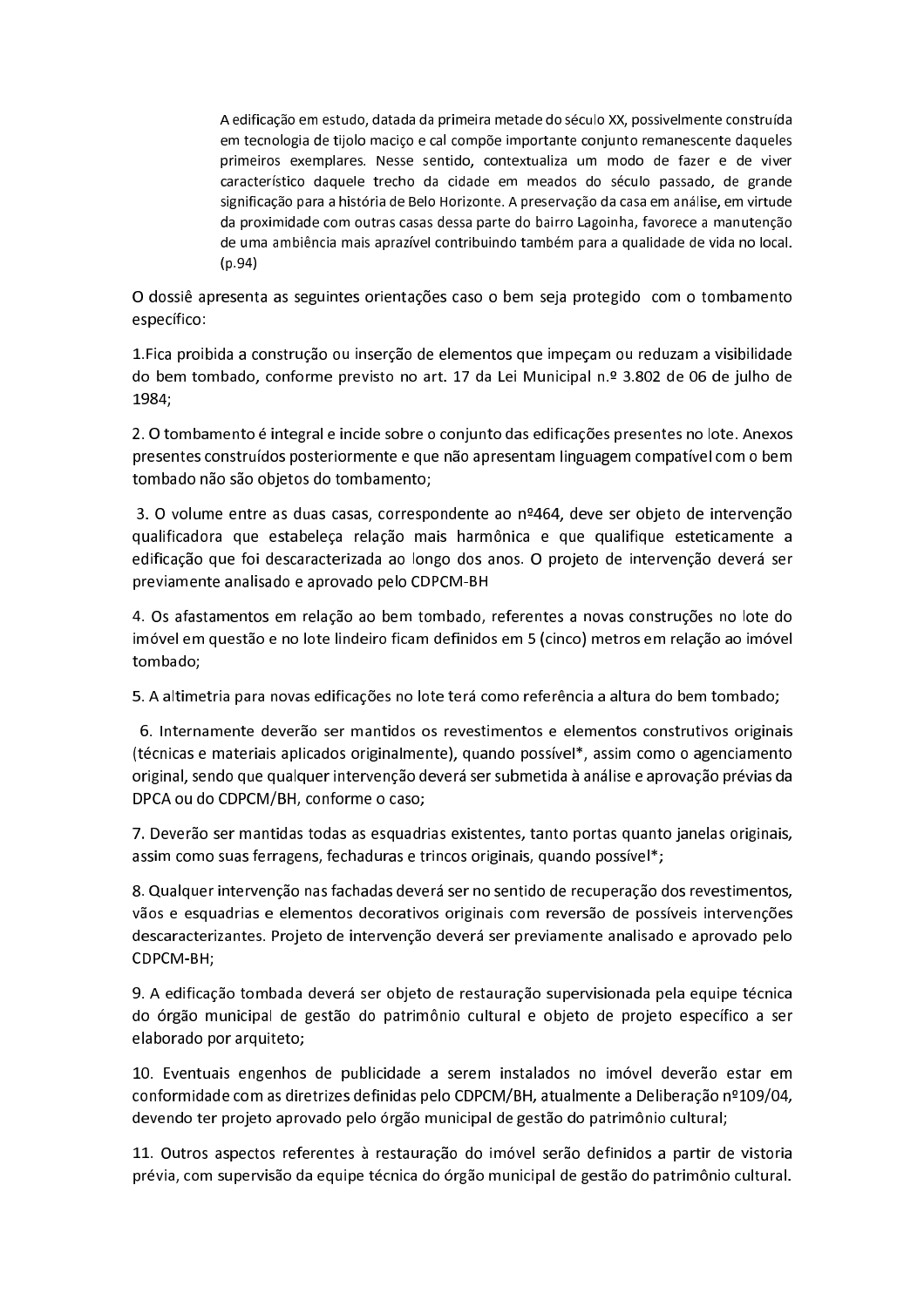> A edificação em estudo, datada da primeira metade do século XX, possivelmente construída em tecnologia de tijolo maciço e cal compõe importante conjunto remanescente daqueles primeiros exemplares. Nesse sentido, contextualiza um modo de fazer e de viver característico daquele trecho da cidade em meados do século passado, de grande significação para a história de Belo Horizonte. A preservação da casa em análise, em virtude da proximidade com outras casas dessa parte do bairro Lagoinha, favorece a manutenção de uma ambiência mais aprazível contribuindo também para a qualidade de vida no local. (p.94)

O dossiê apresenta as seguintes orientações caso o bem seja protegido com o tombamento específico:

1.Fica proibida a construção ou inserção de elementos que impeçam ou reduzam a visibilidade do bem tombado, conforme previsto no art. 17 da Lei Municipal n.º 3.802 de 06 de julho de 1984;

2. O tombamento é integral e incide sobre o conjunto das edificações presentes no lote. Anexos presentes construídos posteriormente e que não apresentam linguagem compatível com o bem tombado não são objetos do tombamento;

3. O volume entre as duas casas, correspondente ao nº464, deve ser objeto de intervenção qualificadora que estabeleça relação mais harmônica e que qualifique esteticamente a edificação que foi descaracterizada ao longo dos anos. O projeto de intervenção deverá ser previamente analisado e aprovado pelo CDPCM-BH

4. Os afastamentos em relação ao bem tombado, referentes a novas construções no lote do imóvel em questão e no lote lindeiro ficam definidos em 5 (cinco) metros em relação ao imóvel tombado;

5. A altimetria para novas edificações no lote terá como referência a altura do bem tombado;

6. Internamente deverão ser mantidos os revestimentos e elementos construtivos originais (técnicas e materiais aplicados originalmente), quando possível*, assim como o agenciamento original, sendo que qualquer intervenção deverá ser submetida à análise e aprovação prévias da DPCA ou do CDPCM/BH, conforme o caso;

7. Deverão ser mantidas todas as esquadrias existentes, tanto portas quanto janelas originais, assim como suas ferragens, fechaduras e trincos originais, quando possível*;

8. Qualquer intervenção nas fachadas deverá ser no sentido de recuperação dos revestimentos, vãos e esquadrias e elementos decorativos originais com reversão de possíveis intervenções descaracterizantes. Projeto de intervenção deverá ser previamente analisado e aprovado pelo CDPCM-BH;

9. A edificação tombada deverá ser objeto de restauração supervisionada pela equipe técnica do órgão municipal de gestão do patrimônio cultural e objeto de projeto específico a ser elaborado por arquiteto;

10. Eventuais engenhos de publicidade a serem instalados no imóvel deverão estar em conformidade com as diretrizes definidas pelo CDPCM/BH, atualmente a Deliberação nº109/04, devendo ter projeto aprovado pelo órgão municipal de gestão do patrimônio cultural;

11. Outros aspectos referentes à restauração do imóvel serão definidos a partir de vistoria prévia, com supervisão da equipe técnica do órgão municipal de gestão do patrimônio cultural.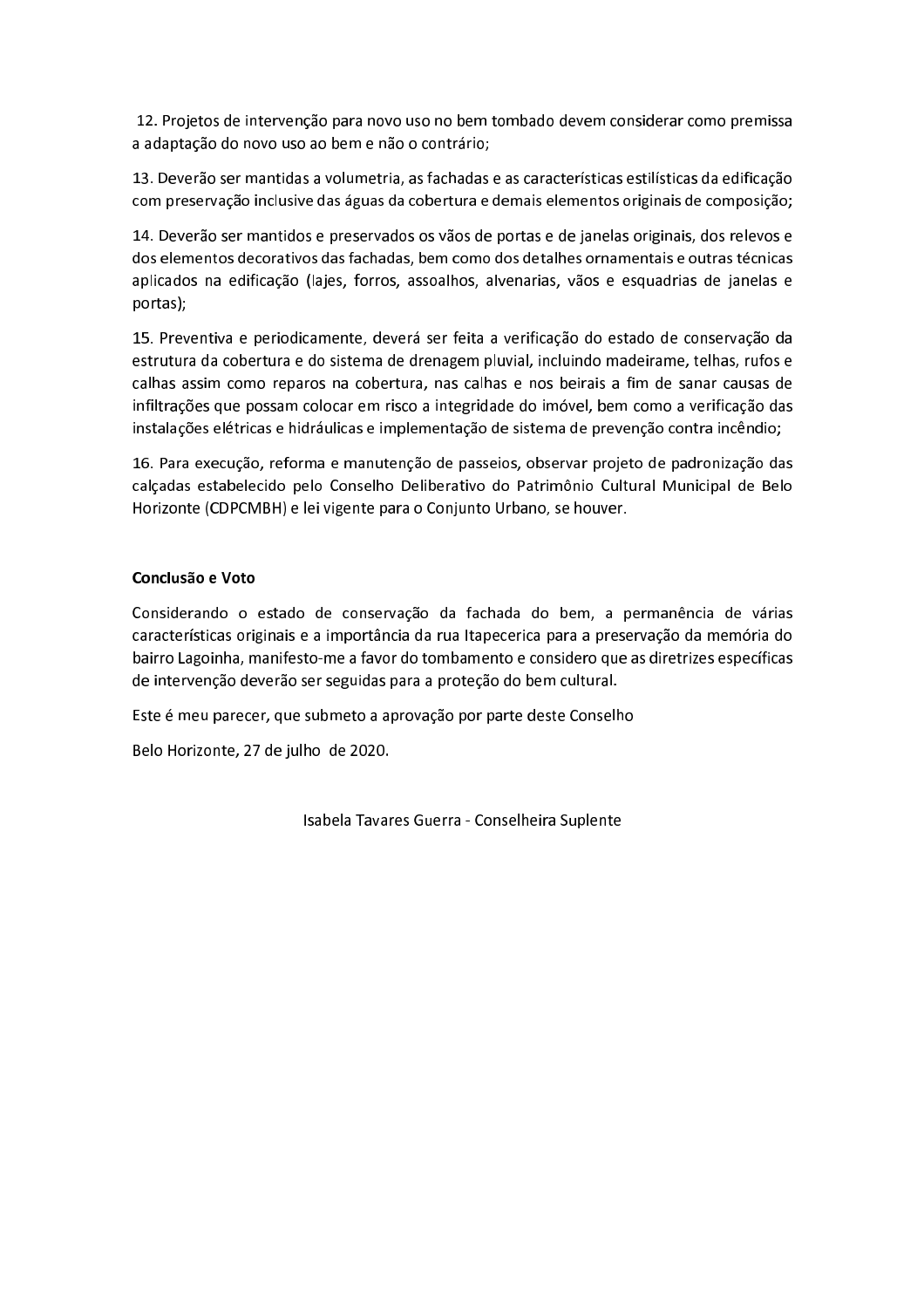12. Projetos de intervenção para novo uso no bem tombado devem considerar como premissa a adaptação do novo uso ao bem e não o contrário;

13. Deverão ser mantidas a volumetria, as fachadas e as características estilísticas da edificação com preservação inclusive das águas da cobertura e demais elementos originais de composição;

14. Deverão ser mantidos e preservados os vãos de portas e de janelas originais, dos relevos e dos elementos decorativos das fachadas, bem como dos detalhes ornamentais e outras técnicas aplicados na edificação (lajes, forros, assoalhos, alvenarias, vãos e esquadrias de janelas e portas);

15. Preventiva e periodicamente, deverá ser feita a verificação do estado de conservação da estrutura da cobertura e do sistema de drenagem pluvial, incluindo madeirame, telhas, rufos e calhas assim como reparos na cobertura, nas calhas e nos beirais a fim de sanar causas de infiltrações que possam colocar em risco a integridade do imóvel, bem como a verificação das instalações elétricas e hidráulicas e implementação de sistema de prevenção contra incêndio;

16. Para execução, reforma e manutenção de passeios, observar projeto de padronização das calçadas estabelecido pelo Conselho Deliberativo do Patrimônio Cultural Municipal de Belo Horizonte (CDPCMBH) e lei vigente para o Conjunto Urbano, se houver.

**Conclusão e Voto**

Considerando o estado de conservação da fachada do bem, a permanência de várias características originais e a importância da rua Itapecerica para a preservação da memória do bairro Lagoinha, manifesto-me a favor do tombamento e considero que as diretrizes específicas de intervenção deverão ser seguidas para a proteção do bem cultural.

Este é meu parecer, que submeto a aprovação por parte deste Conselho

Belo Horizonte, 27 de julho de 2020.

Isabela Tavares Guerra - Conselheira Suplente